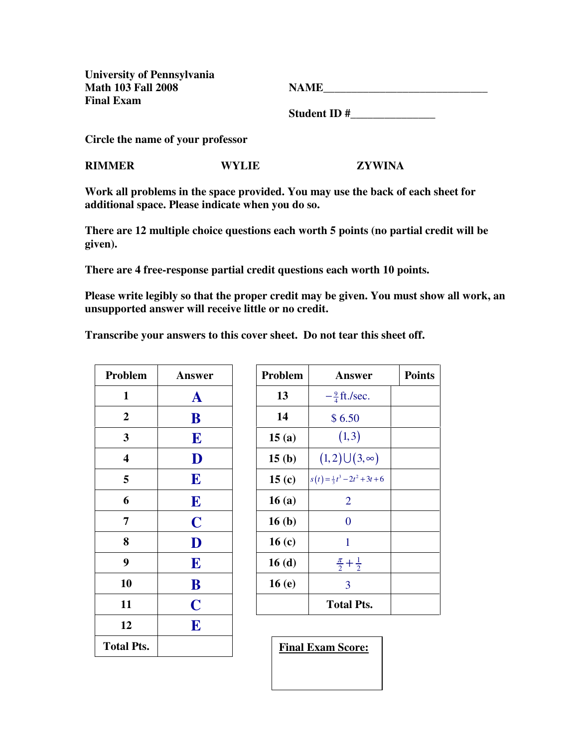**University of Pennsylvania**
**Math 103 Fall 2008**
**Final Exam**

**NAME**______________________________

**Student ID #**_______________

**Circle the name of your professor**

**RIMMER** **WYLIE** **ZYWINA**

**Work all problems in the space provided. You may use the back of each sheet for additional space. Please indicate when you do so.**

**There are 12 multiple choice questions each worth 5 points (no partial credit will be given).**

**There are 4 free-response partial credit questions each worth 10 points.**

**Please write legibly so that the proper credit may be given. You must show all work, an unsupported answer will receive little or no credit.**

**Transcribe your answers to this cover sheet. Do not tear this sheet off.**

| Problem | Answer |
|---|---|
| 1 | **A** |
| 2 | **B** |
| 3 | **E** |
| 4 | **D** |
| 5 | **E** |
| 6 | **E** |
| 7 | **C** |
| 8 | **D** |
| 9 | **E** |
| 10 | **B** |
| 11 | **C** |
| 12 | **E** |
| Total Pts. | |

| Problem | Answer | Points |
|---|---|---|
| 13 | $-\frac{9}{4}$ ft./sec. | |
| 14 | \$ 6.50 | |
| 15 (a) | $(1,3)$ | |
| 15 (b) | $(1,2)\cup(3,\infty)$ | |
| 15 (c) | $s(t)=\frac{1}{3}t^3-2t^2+3t+6$ | |
| 16 (a) | 2 | |
| 16 (b) | 0 | |
| 16 (c) | 1 | |
| 16 (d) | $\frac{\pi}{2}+\frac{1}{2}$ | |
| 16 (e) | 3 | |
| | Total Pts. | |

**Final Exam Score:**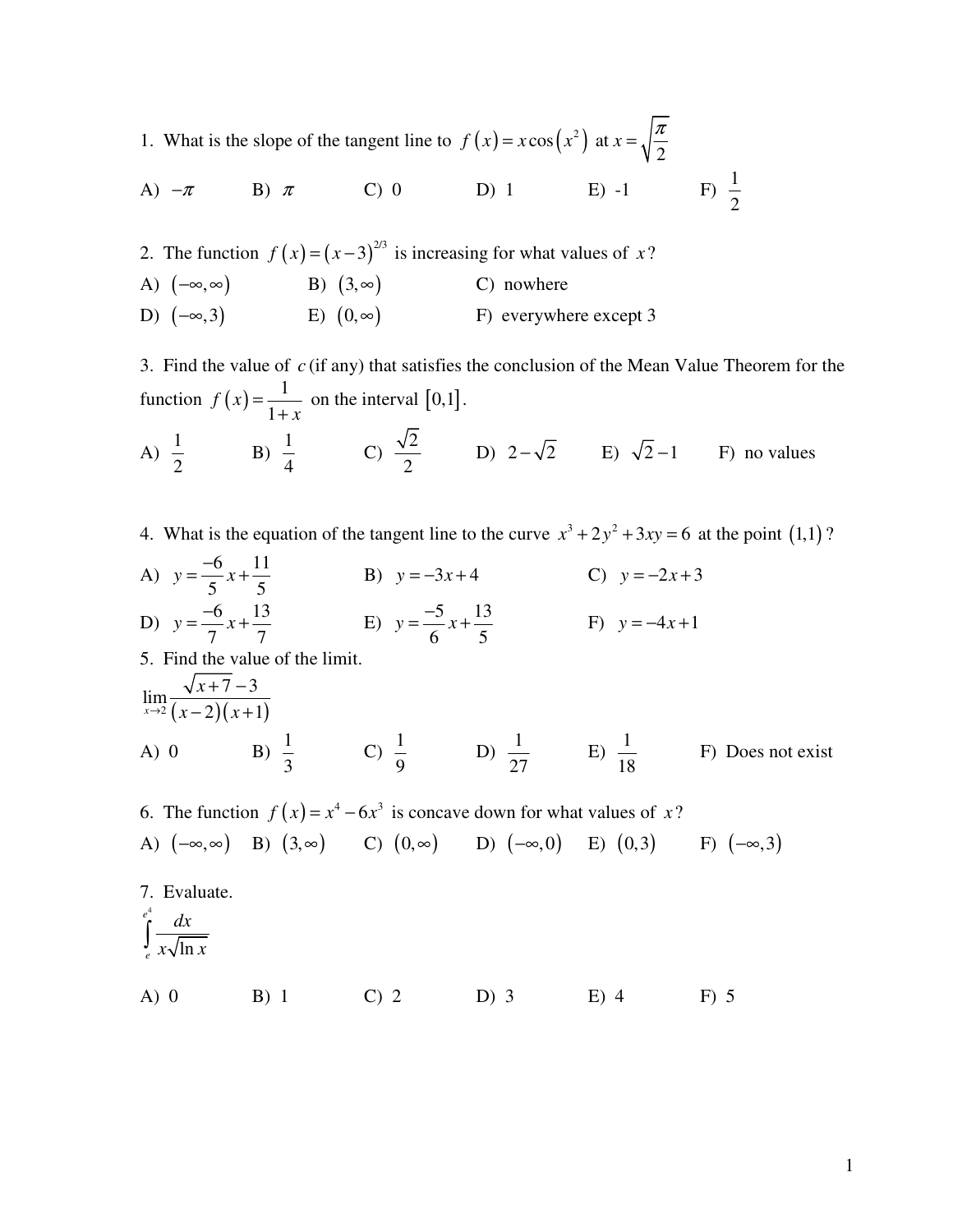1. What is the slope of the tangent line to $f(x) = x\cos(x^2)$ at $x = \sqrt{\frac{\pi}{2}}$

A) $-\pi$ B) $\pi$ C) 0 D) 1 E) -1 F) $\frac{1}{2}$

2. The function $f(x) = (x-3)^{2/3}$ is increasing for what values of $x$?

A) $(-\infty, \infty)$ B) $(3, \infty)$ C) nowhere

D) $(-\infty, 3)$ E) $(0, \infty)$ F) everywhere except 3

3. Find the value of $c$ (if any) that satisfies the conclusion of the Mean Value Theorem for the function $f(x) = \frac{1}{1+x}$ on the interval $[0,1]$.

A) $\frac{1}{2}$ B) $\frac{1}{4}$ C) $\frac{\sqrt{2}}{2}$ D) $2-\sqrt{2}$ E) $\sqrt{2}-1$ F) no values

4. What is the equation of the tangent line to the curve $x^3 + 2y^2 + 3xy = 6$ at the point $(1,1)$?

A) $y = \frac{-6}{5}x + \frac{11}{5}$ B) $y = -3x + 4$ C) $y = -2x + 3$

D) $y = \frac{-6}{7}x + \frac{13}{7}$ E) $y = \frac{-5}{6}x + \frac{13}{5}$ F) $y = -4x + 1$

5. Find the value of the limit.

$$\lim_{x \to 2} \frac{\sqrt{x+7} - 3}{(x-2)(x+1)}$$

A) 0 B) $\frac{1}{3}$ C) $\frac{1}{9}$ D) $\frac{1}{27}$ E) $\frac{1}{18}$ F) Does not exist

6. The function $f(x) = x^4 - 6x^3$ is concave down for what values of $x$?

A) $(-\infty, \infty)$ B) $(3, \infty)$ C) $(0, \infty)$ D) $(-\infty, 0)$ E) $(0, 3)$ F) $(-\infty, 3)$

7. Evaluate.

$$\int_e^{e^4} \frac{dx}{x\sqrt{\ln x}}$$

A) 0 B) 1 C) 2 D) 3 E) 4 F) 5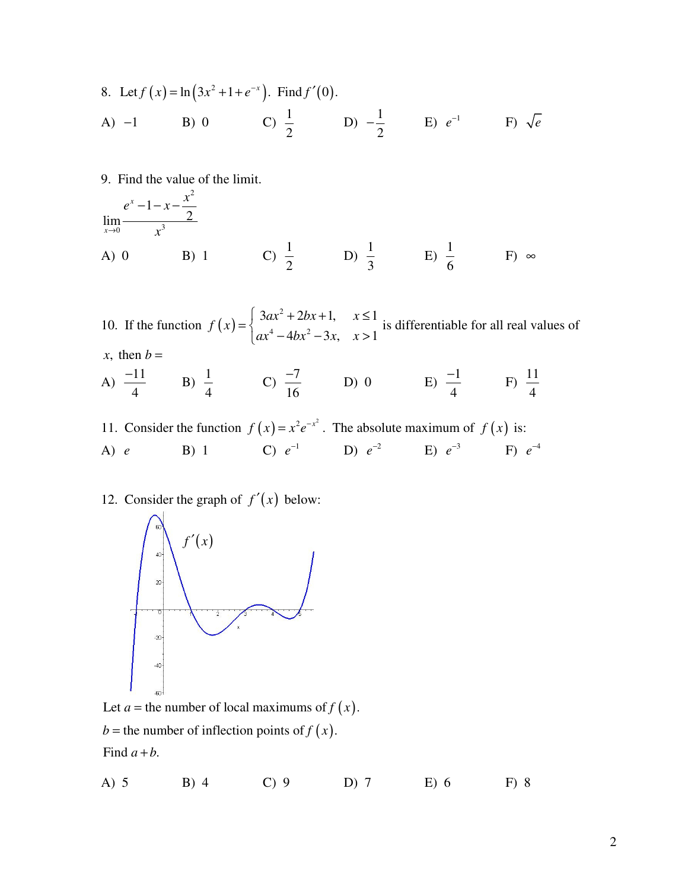8. Let $f(x) = \ln\left(3x^2 + 1 + e^{-x}\right)$. Find $f'(0)$.

A) $-1$ B) $0$ C) $\frac{1}{2}$ D) $-\frac{1}{2}$ E) $e^{-1}$ F) $\sqrt{e}$

9. Find the value of the limit.

$$\lim_{x \to 0} \frac{e^x - 1 - x - \frac{x^2}{2}}{x^3}$$

A) $0$ B) $1$ C) $\frac{1}{2}$ D) $\frac{1}{3}$ E) $\frac{1}{6}$ F) $\infty$

10. If the function $f(x) = \begin{cases} 3ax^2 + 2bx + 1, & x \le 1 \\ ax^4 - 4bx^2 - 3x, & x > 1 \end{cases}$ is differentiable for all real values of $x$, then $b =$

A) $\frac{-11}{4}$ B) $\frac{1}{4}$ C) $\frac{-7}{16}$ D) $0$ E) $\frac{-1}{4}$ F) $\frac{11}{4}$

11. Consider the function $f(x) = x^2 e^{-x^2}$. The absolute maximum of $f(x)$ is:

A) $e$ B) $1$ C) $e^{-1}$ D) $e^{-2}$ E) $e^{-3}$ F) $e^{-4}$

12. Consider the graph of $f'(x)$ below:

Let $a =$ the number of local maximums of $f(x)$.

$b =$ the number of inflection points of $f(x)$.

Find $a + b$.

A) 5 B) 4 C) 9 D) 7 E) 6 F) 8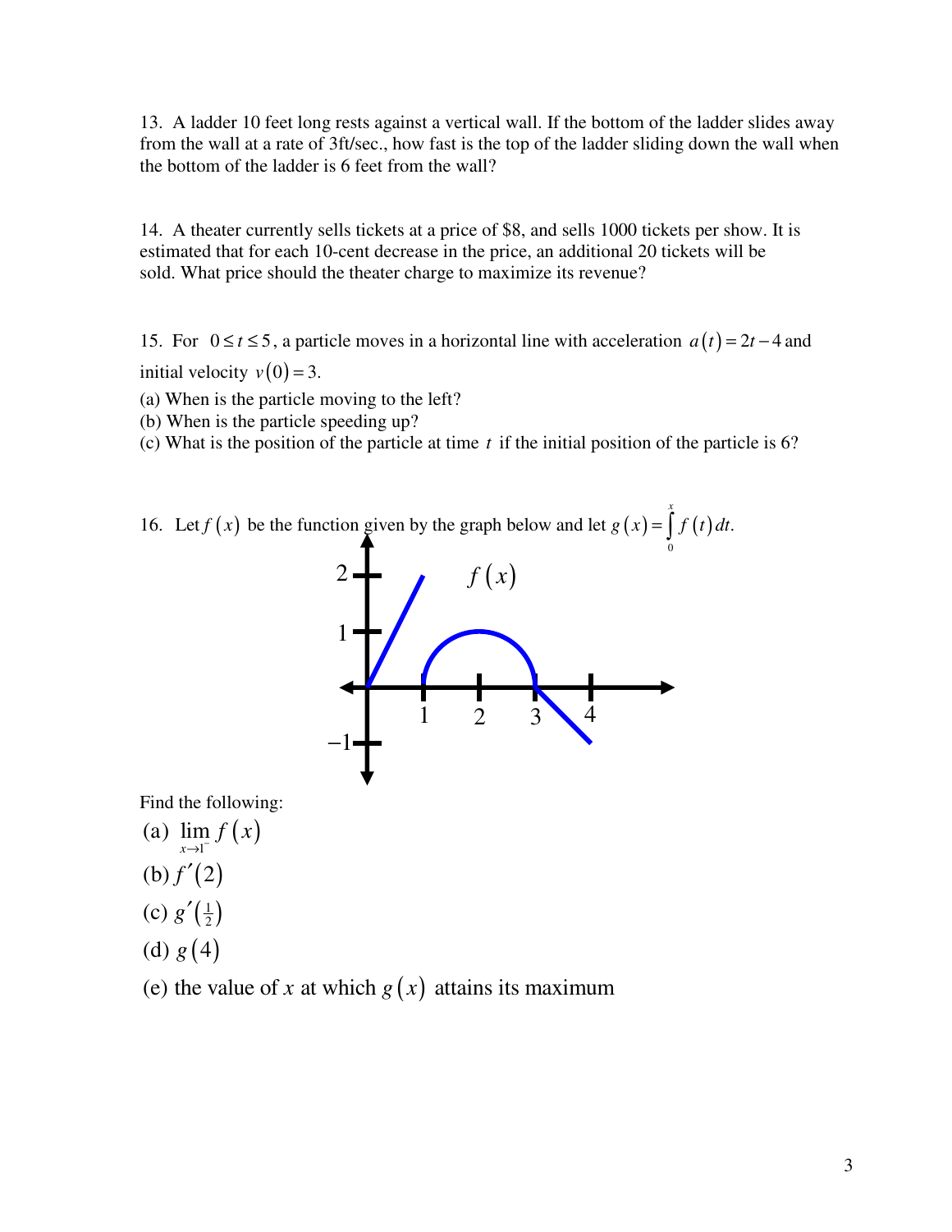13. A ladder 10 feet long rests against a vertical wall. If the bottom of the ladder slides away from the wall at a rate of 3ft/sec., how fast is the top of the ladder sliding down the wall when the bottom of the ladder is 6 feet from the wall?

14. A theater currently sells tickets at a price of \$8, and sells 1000 tickets per show. It is estimated that for each 10-cent decrease in the price, an additional 20 tickets will be sold. What price should the theater charge to maximize its revenue?

15. For $0 \le t \le 5$, a particle moves in a horizontal line with acceleration $a(t) = 2t - 4$ and initial velocity $v(0) = 3$.

(a) When is the particle moving to the left?
(b) When is the particle speeding up?
(c) What is the position of the particle at time $t$ if the initial position of the particle is 6?

16. Let $f(x)$ be the function given by the graph below and let $g(x) = \int_0^x f(t)\,dt$.

Find the following:

(a) $\lim_{x \to 1^-} f(x)$

(b) $f'(2)$

(c) $g'\left(\frac{1}{2}\right)$

(d) $g(4)$

(e) the value of $x$ at which $g(x)$ attains its maximum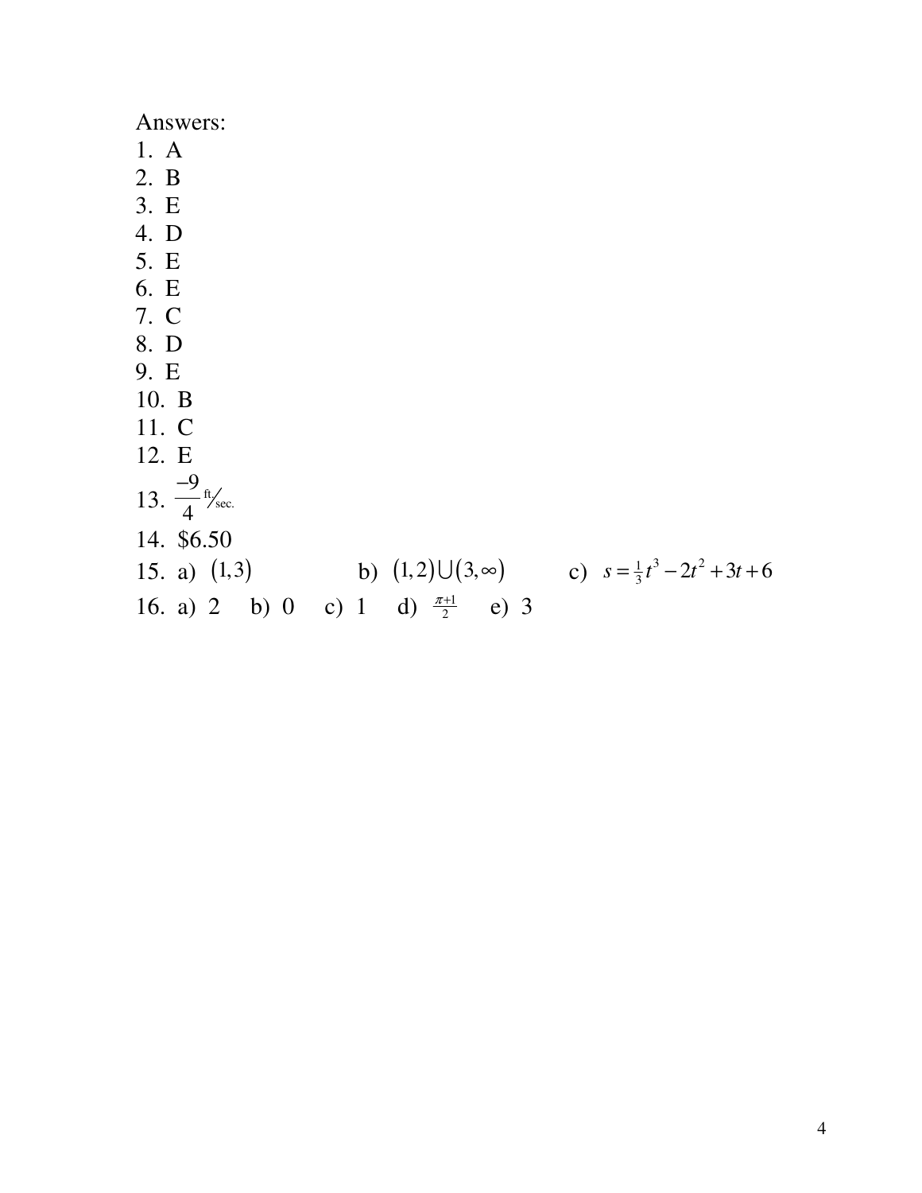Answers:

1. A
2. B
3. E
4. D
5. E
6. E
7. C
8. D
9. E
10. B
11. C
12. E
13. $\frac{-9}{4}$ ft/sec.
14. \$6.50
15. a) $(1,3)$ b) $(1,2)\cup(3,\infty)$ c) $s=\frac{1}{3}t^3-2t^2+3t+6$
16. a) 2 b) 0 c) 1 d) $\frac{\pi+1}{2}$ e) 3